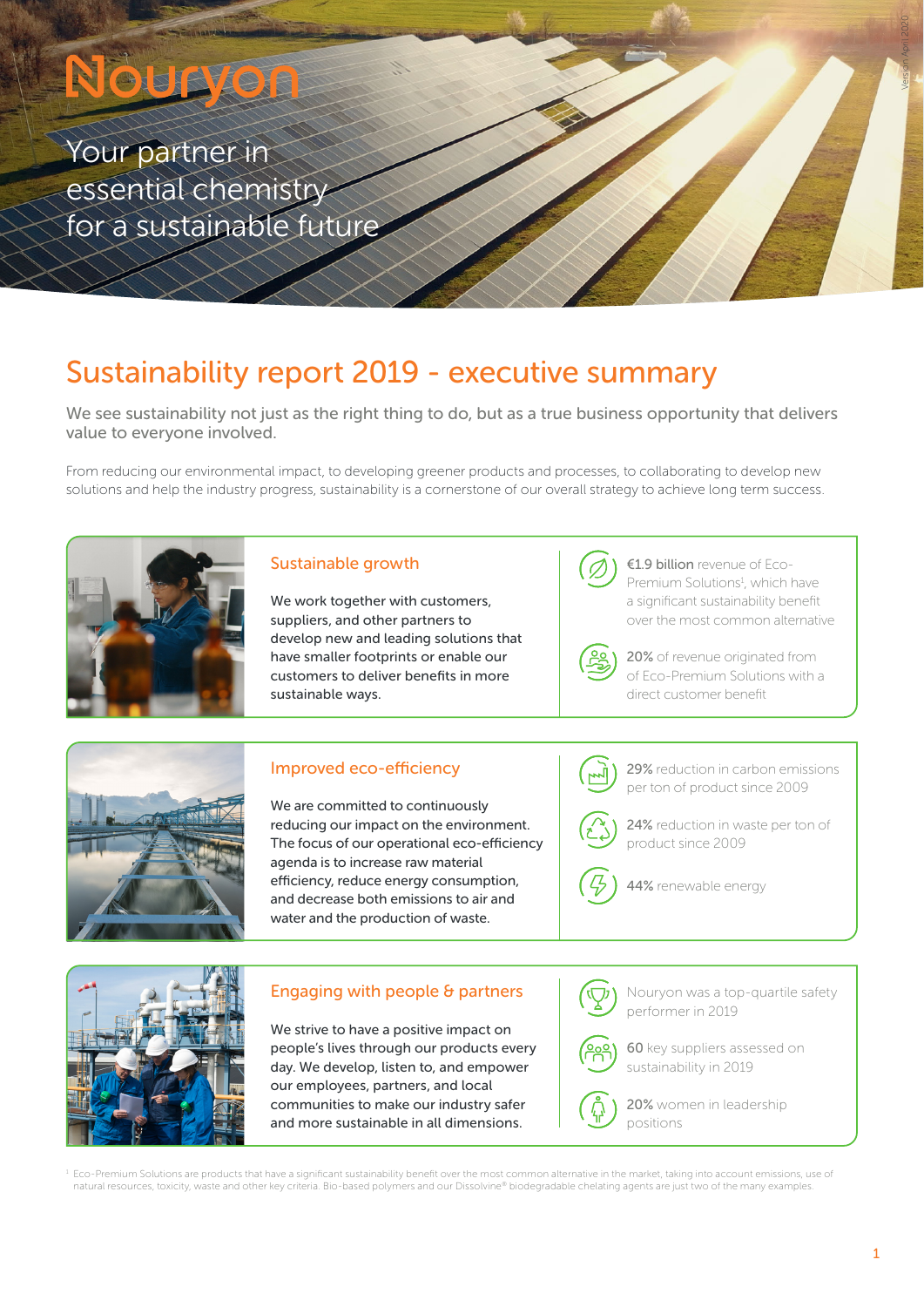# Nouryon

Your partner in essential chemistry for a sustainable future

Version April 2020

## Sustainability report 2019 - executive summary

We see sustainability not just as the right thing to do, but as a true business opportunity that delivers value to everyone involved.

From reducing our environmental impact, to developing greener products and processes, to collaborating to develop new solutions and help the industry progress, sustainability is a cornerstone of our overall strategy to achieve long term success.

### Sustainable growth

We work together with customers, suppliers, and other partners to develop new and leading solutions that have smaller footprints or enable our customers to deliver benefits in more sustainable ways.

- **€1.9 billion** revenue of Eco-Premium Solutions[1], which have a significant sustainability benefit over the most common alternative
- **20%** of revenue originated from of Eco-Premium Solutions with a direct customer benefit

### Improved eco-efficiency

We are committed to continuously reducing our impact on the environment. The focus of our operational eco-efficiency agenda is to increase raw material efficiency, reduce energy consumption, and decrease both emissions to air and water and the production of waste.

- **29%** reduction in carbon emissions per ton of product since 2009
- **24%** reduction in waste per ton of product since 2009
- **44%** renewable energy

### Engaging with people & partners

We strive to have a positive impact on people's lives through our products every day. We develop, listen to, and empower our employees, partners, and local communities to make our industry safer and more sustainable in all dimensions.

- Nouryon was a top-quartile safety performer in 2019
- **60** key suppliers assessed on sustainability in 2019
- **20%** women in leadership positions

[1] Eco-Premium Solutions are products that have a significant sustainability benefit over the most common alternative in the market, taking into account emissions, use of natural resources, toxicity, waste and other key criteria. Bio-based polymers and our Dissolvine® biodegradable chelating agents are just two of the many examples.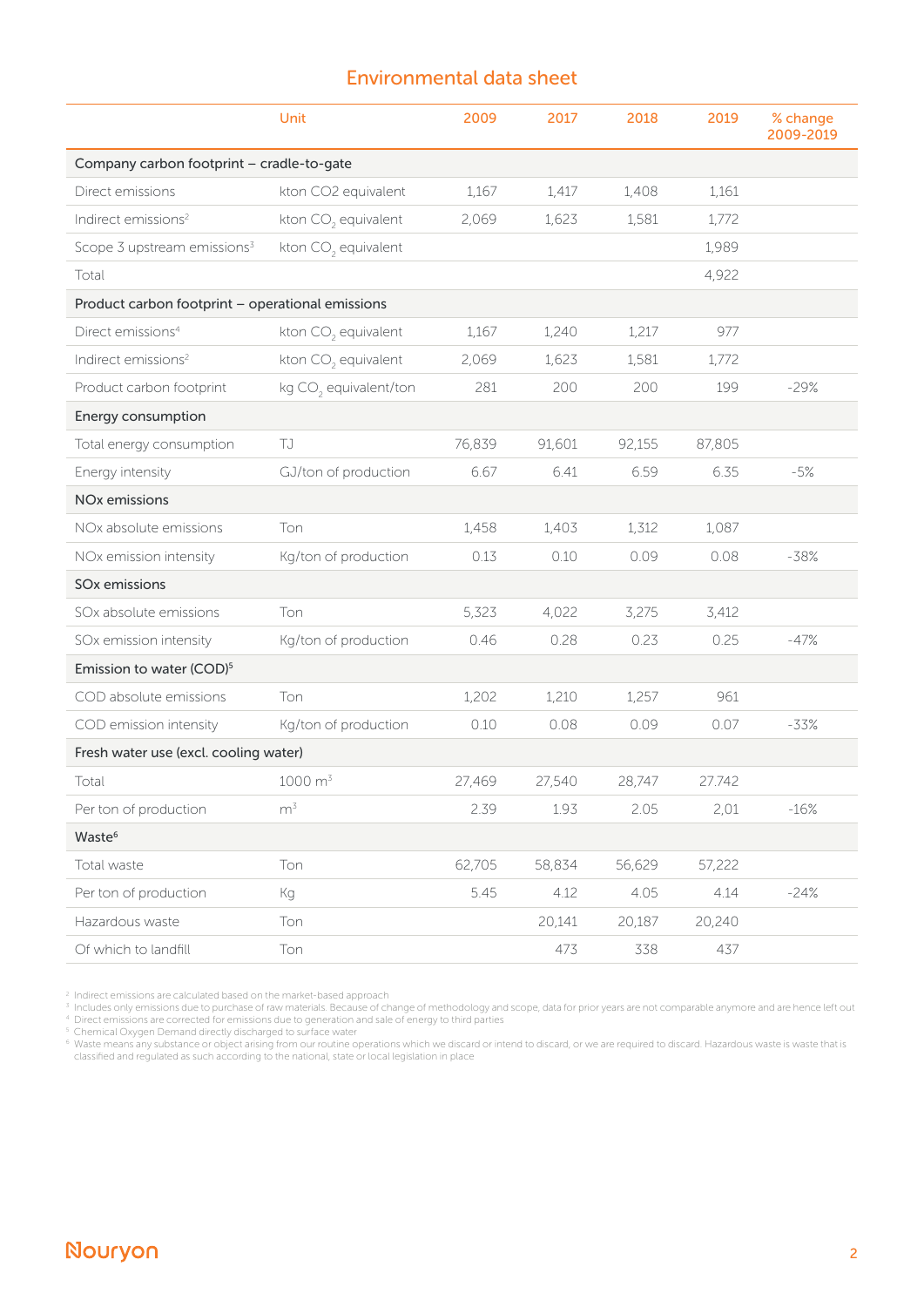# Environmental data sheet

| | Unit | 2009 | 2017 | 2018 | 2019 | % change 2009-2019 |
|---|---|---|---|---|---|---|
| **Company carbon footprint – cradle-to-gate** | | | | | | |
| Direct emissions | kton CO2 equivalent | 1,167 | 1,417 | 1,408 | 1,161 | |
| Indirect emissions[2] | kton $CO_2$ equivalent | 2,069 | 1,623 | 1,581 | 1,772 | |
| Scope 3 upstream emissions[3] | kton $CO_2$ equivalent | | | | 1,989 | |
| Total | | | | | 4,922 | |
| **Product carbon footprint – operational emissions** | | | | | | |
| Direct emissions[4] | kton $CO_2$ equivalent | 1,167 | 1,240 | 1,217 | 977 | |
| Indirect emissions[2] | kton $CO_2$ equivalent | 2,069 | 1,623 | 1,581 | 1,772 | |
| Product carbon footprint | kg $CO_2$ equivalent/ton | 281 | 200 | 200 | 199 | -29% |
| **Energy consumption** | | | | | | |
| Total energy consumption | TJ | 76,839 | 91,601 | 92,155 | 87,805 | |
| Energy intensity | GJ/ton of production | 6.67 | 6.41 | 6.59 | 6.35 | -5% |
| **NOx emissions** | | | | | | |
| NOx absolute emissions | Ton | 1,458 | 1,403 | 1,312 | 1,087 | |
| NOx emission intensity | Kg/ton of production | 0.13 | 0.10 | 0.09 | 0.08 | -38% |
| **SOx emissions** | | | | | | |
| SOx absolute emissions | Ton | 5,323 | 4,022 | 3,275 | 3,412 | |
| SOx emission intensity | Kg/ton of production | 0.46 | 0.28 | 0.23 | 0.25 | -47% |
| **Emission to water (COD)[5]** | | | | | | |
| COD absolute emissions | Ton | 1,202 | 1,210 | 1,257 | 961 | |
| COD emission intensity | Kg/ton of production | 0.10 | 0.08 | 0.09 | 0.07 | -33% |
| **Fresh water use (excl. cooling water)** | | | | | | |
| Total | 1000 $m^3$ | 27,469 | 27,540 | 28,747 | 27.742 | |
| Per ton of production | $m^3$ | 2.39 | 1.93 | 2.05 | 2,01 | -16% |
| **Waste[6]** | | | | | | |
| Total waste | Ton | 62,705 | 58,834 | 56,629 | 57,222 | |
| Per ton of production | Kg | 5.45 | 4.12 | 4.05 | 4.14 | -24% |
| Hazardous waste | Ton | | 20,141 | 20,187 | 20,240 | |
| Of which to landfill | Ton | | 473 | 338 | 437 | |

[2] Indirect emissions are calculated based on the market-based approach
[3] Includes only emissions due to purchase of raw materials. Because of change of methodology and scope, data for prior years are not comparable anymore and are hence left out
[4] Direct emissions are corrected for emissions due to generation and sale of energy to third parties
[5] Chemical Oxygen Demand directly discharged to surface water
[6] Waste means any substance or object arising from our routine operations which we discard or intend to discard, or we are required to discard. Hazardous waste is waste that is classified and regulated as such according to the national, state or local legislation in place